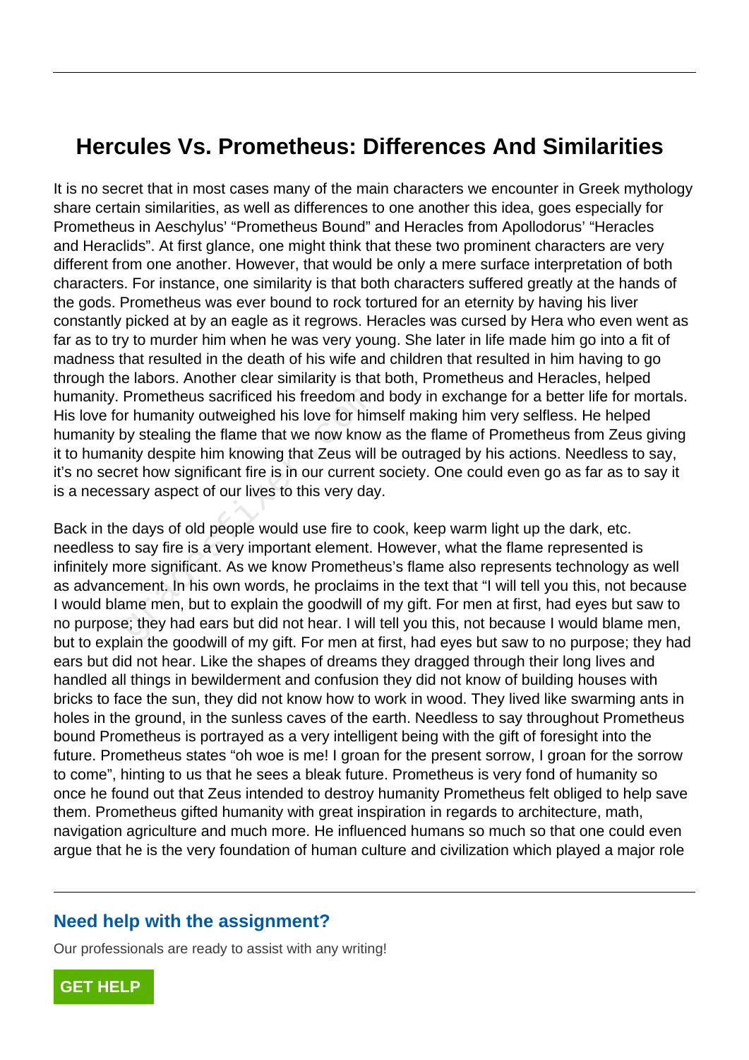# Hercules Vs. Prometheus: Differences And Similarities

It is no secret that in most cases many of the main characters we encounter in Greek mythology share certain similarities, as well as differences to one another this idea, goes especially for Prometheus in Aeschylus' "Prometheus Bound" and Heracles from Apollodorus' "Heracles and Heraclids". At first glance, one might think that these two prominent characters are very different from one another. However, that would be only a mere surface interpretation of both characters. For instance, one similarity is that both characters suffered greatly at the hands of the gods. Prometheus was ever bound to rock tortured for an eternity by having his liver constantly picked at by an eagle as it regrows. Heracles was cursed by Hera who even went as far as to try to murder him when he was very young. She later in life made him go into a fit of madness that resulted in the death of his wife and children that resulted in him having to go through the labors. Another clear similarity is that both, Prometheus and Heracles, helped humanity. Prometheus sacrificed his freedom and body in exchange for a better life for mortals. His love for humanity outweighed his love for himself making him very selfless. He helped humanity by stealing the flame that we now know as the flame of Prometheus from Zeus giving it to humanity despite him knowing that Zeus will be outraged by his actions. Needless to say, it's no secret how significant fire is in our current society. One could even go as far as to say it is a necessary aspect of our lives to this very day.

Back in the days of old people would use fire to cook, keep warm light up the dark, etc. needless to say fire is a very important element. However, what the flame represented is infinitely more significant. As we know Prometheus's flame also represents technology as well as advancement. In his own words, he proclaims in the text that "I will tell you this, not because I would blame men, but to explain the goodwill of my gift. For men at first, had eyes but saw to no purpose; they had ears but did not hear. I will tell you this, not because I would blame men, but to explain the goodwill of my gift. For men at first, had eyes but saw to no purpose; they had ears but did not hear. Like the shapes of dreams they dragged through their long lives and handled all things in bewilderment and confusion they did not know of building houses with bricks to face the sun, they did not know how to work in wood. They lived like swarming ants in holes in the ground, in the sunless caves of the earth. Needless to say throughout Prometheus bound Prometheus is portrayed as a very intelligent being with the gift of foresight into the future. Prometheus states "oh woe is me! I groan for the present sorrow, I groan for the sorrow to come", hinting to us that he sees a bleak future. Prometheus is very fond of humanity so once he found out that Zeus intended to destroy humanity Prometheus felt obliged to help save them. Prometheus gifted humanity with great inspiration in regards to architecture, math, navigation agriculture and much more. He influenced humans so much so that one could even argue that he is the very foundation of human culture and civilization which played a major role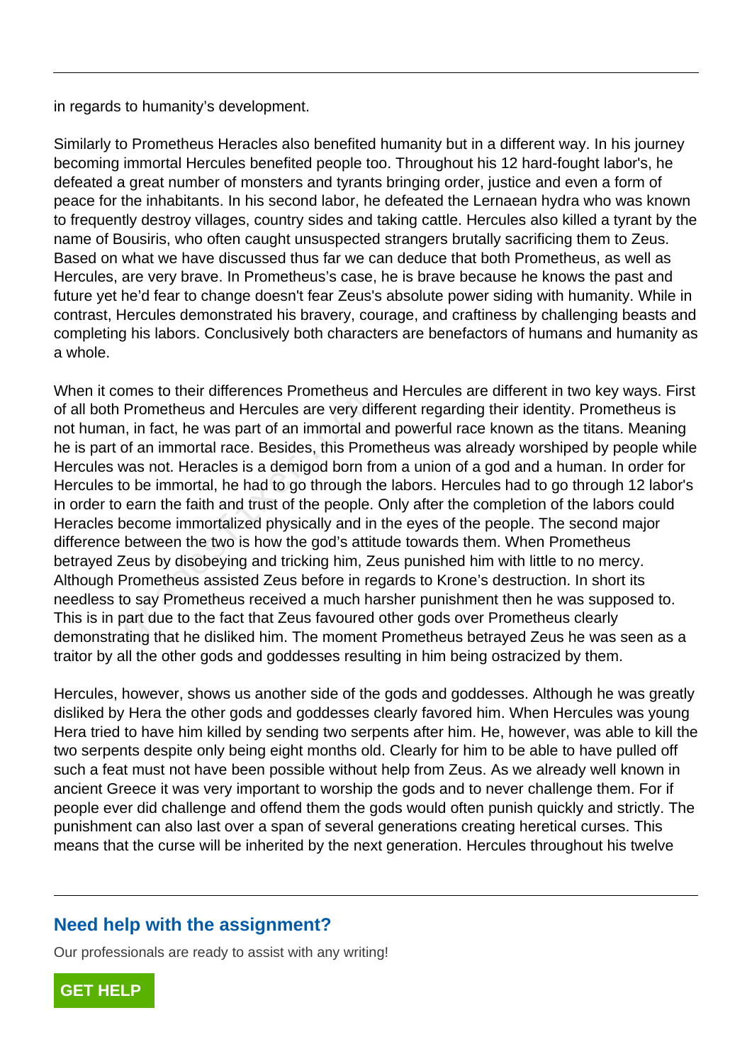in regards to humanity's development.

Similarly to Prometheus Heracles also benefited humanity but in a different way. In his journey becoming immortal Hercules benefited people too. Throughout his 12 hard-fought labor's, he defeated a great number of monsters and tyrants bringing order, justice and even a form of peace for the inhabitants. In his second labor, he defeated the Lernaean hydra who was known to frequently destroy villages, country sides and taking cattle. Hercules also killed a tyrant by the name of Bousiris, who often caught unsuspected strangers brutally sacrificing them to Zeus. Based on what we have discussed thus far we can deduce that both Prometheus, as well as Hercules, are very brave. In Prometheus's case, he is brave because he knows the past and future yet he'd fear to change doesn't fear Zeus's absolute power siding with humanity. While in contrast, Hercules demonstrated his bravery, courage, and craftiness by challenging beasts and completing his labors. Conclusively both characters are benefactors of humans and humanity as a whole.

When it comes to their differences Prometheus and Hercules are different in two key ways. First of all both Prometheus and Hercules are very different regarding their identity. Prometheus is not human, in fact, he was part of an immortal and powerful race known as the titans. Meaning he is part of an immortal race. Besides, this Prometheus was already worshiped by people while Hercules was not. Heracles is a demigod born from a union of a god and a human. In order for Hercules to be immortal, he had to go through the labors. Hercules had to go through 12 labor's in order to earn the faith and trust of the people. Only after the completion of the labors could Heracles become immortalized physically and in the eyes of the people. The second major difference between the two is how the god's attitude towards them. When Prometheus betrayed Zeus by disobeying and tricking him, Zeus punished him with little to no mercy. Although Prometheus assisted Zeus before in regards to Krone's destruction. In short its needless to say Prometheus received a much harsher punishment then he was supposed to. This is in part due to the fact that Zeus favoured other gods over Prometheus clearly demonstrating that he disliked him. The moment Prometheus betrayed Zeus he was seen as a traitor by all the other gods and goddesses resulting in him being ostracized by them.

Hercules, however, shows us another side of the gods and goddesses. Although he was greatly disliked by Hera the other gods and goddesses clearly favored him. When Hercules was young Hera tried to have him killed by sending two serpents after him. He, however, was able to kill the two serpents despite only being eight months old. Clearly for him to be able to have pulled off such a feat must not have been possible without help from Zeus. As we already well known in ancient Greece it was very important to worship the gods and to never challenge them. For if people ever did challenge and offend them the gods would often punish quickly and strictly. The punishment can also last over a span of several generations creating heretical curses. This means that the curse will be inherited by the next generation. Hercules throughout his twelve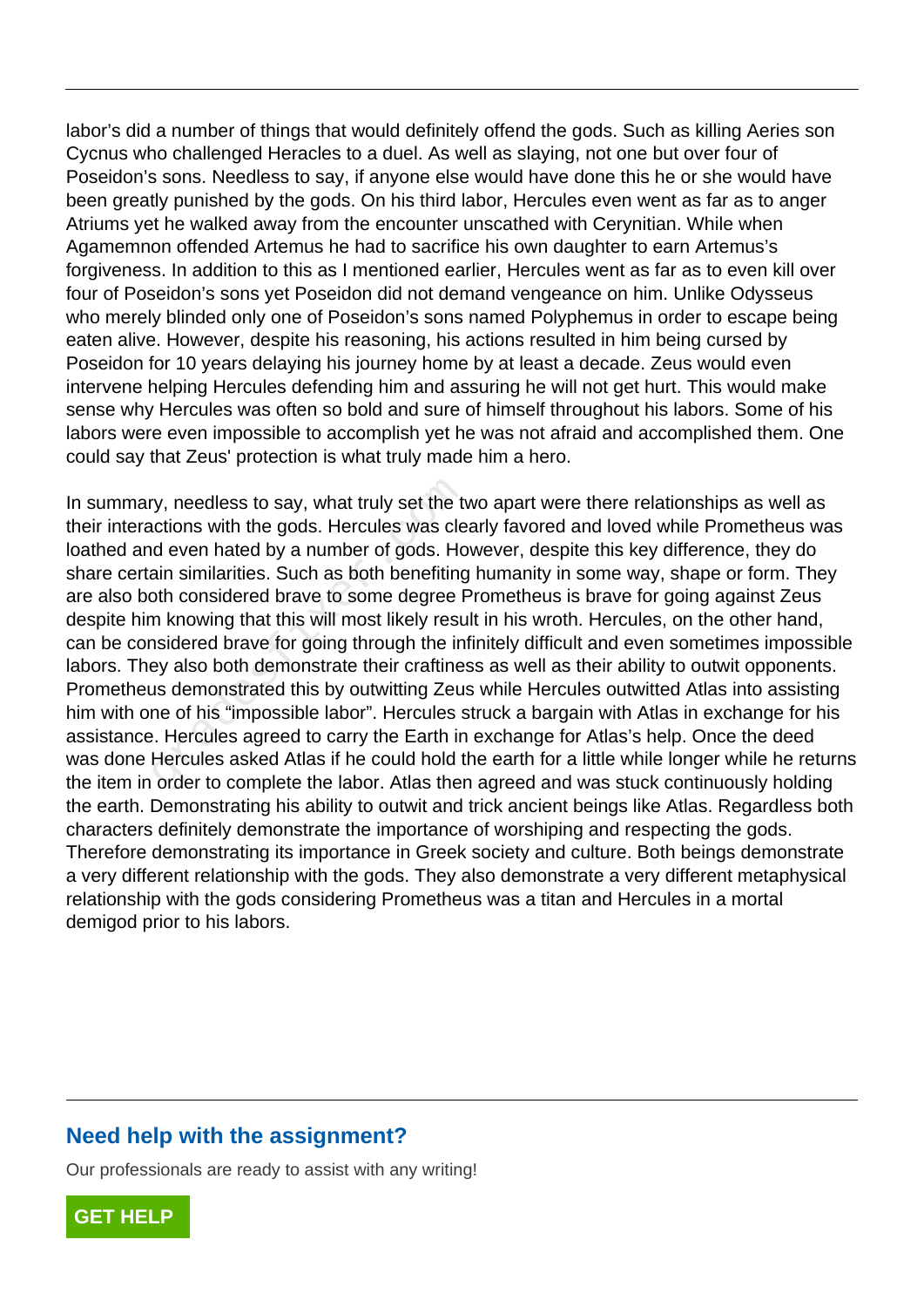labor's did a number of things that would definitely offend the gods. Such as killing Aeries son Cycnus who challenged Heracles to a duel. As well as slaying, not one but over four of Poseidon's sons. Needless to say, if anyone else would have done this he or she would have been greatly punished by the gods. On his third labor, Hercules even went as far as to anger Atriums yet he walked away from the encounter unscathed with Cerynitian. While when Agamemnon offended Artemus he had to sacrifice his own daughter to earn Artemus's forgiveness. In addition to this as I mentioned earlier, Hercules went as far as to even kill over four of Poseidon's sons yet Poseidon did not demand vengeance on him. Unlike Odysseus who merely blinded only one of Poseidon's sons named Polyphemus in order to escape being eaten alive. However, despite his reasoning, his actions resulted in him being cursed by Poseidon for 10 years delaying his journey home by at least a decade. Zeus would even intervene helping Hercules defending him and assuring he will not get hurt. This would make sense why Hercules was often so bold and sure of himself throughout his labors. Some of his labors were even impossible to accomplish yet he was not afraid and accomplished them. One could say that Zeus' protection is what truly made him a hero.

In summary, needless to say, what truly set the two apart were there relationships as well as their interactions with the gods. Hercules was clearly favored and loved while Prometheus was loathed and even hated by a number of gods. However, despite this key difference, they do share certain similarities. Such as both benefiting humanity in some way, shape or form. They are also both considered brave to some degree Prometheus is brave for going against Zeus despite him knowing that this will most likely result in his wroth. Hercules, on the other hand, can be considered brave for going through the infinitely difficult and even sometimes impossible labors. They also both demonstrate their craftiness as well as their ability to outwit opponents. Prometheus demonstrated this by outwitting Zeus while Hercules outwitted Atlas into assisting him with one of his "impossible labor". Hercules struck a bargain with Atlas in exchange for his assistance. Hercules agreed to carry the Earth in exchange for Atlas's help. Once the deed was done Hercules asked Atlas if he could hold the earth for a little while longer while he returns the item in order to complete the labor. Atlas then agreed and was stuck continuously holding the earth. Demonstrating his ability to outwit and trick ancient beings like Atlas. Regardless both characters definitely demonstrate the importance of worshiping and respecting the gods. Therefore demonstrating its importance in Greek society and culture. Both beings demonstrate a very different relationship with the gods. They also demonstrate a very different metaphysical relationship with the gods considering Prometheus was a titan and Hercules in a mortal demigod prior to his labors.

## Need help with the assignment?

Our professionals are ready to assist with any writing!

GET HELP